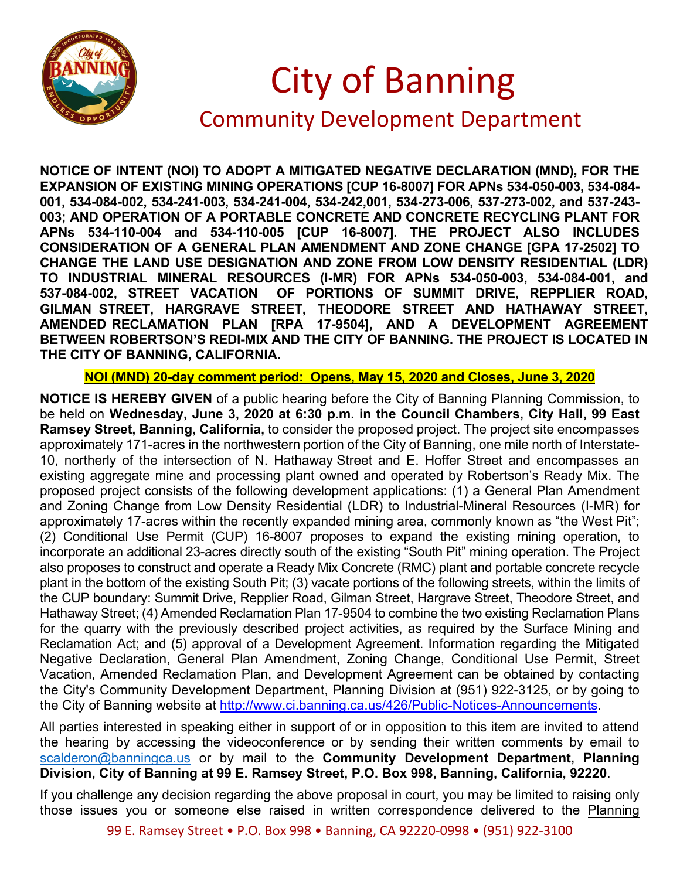# City of Banning

## Community Development Department

**NOTICE OF INTENT (NOI) TO ADOPT A MITIGATED NEGATIVE DECLARATION (MND), FOR THE EXPANSION OF EXISTING MINING OPERATIONS [CUP 16-8007] FOR APNs 534-050-003, 534-084-001, 534-084-002, 534-241-003, 534-241-004, 534-242,001, 534-273-006, 537-273-002, and 537-243-003; AND OPERATION OF A PORTABLE CONCRETE AND CONCRETE RECYCLING PLANT FOR APNs 534-110-004 and 534-110-005 [CUP 16-8007]. THE PROJECT ALSO INCLUDES CONSIDERATION OF A GENERAL PLAN AMENDMENT AND ZONE CHANGE [GPA 17-2502] TO CHANGE THE LAND USE DESIGNATION AND ZONE FROM LOW DENSITY RESIDENTIAL (LDR) TO INDUSTRIAL MINERAL RESOURCES (I-MR) FOR APNs 534-050-003, 534-084-001, and 537-084-002, STREET VACATION OF PORTIONS OF SUMMIT DRIVE, REPPLIER ROAD, GILMAN STREET, HARGRAVE STREET, THEODORE STREET AND HATHAWAY STREET, AMENDED RECLAMATION PLAN [RPA 17-9504], AND A DEVELOPMENT AGREEMENT BETWEEN ROBERTSON'S REDI-MIX AND THE CITY OF BANNING. THE PROJECT IS LOCATED IN THE CITY OF BANNING, CALIFORNIA.**

**NOI (MND) 20-day comment period: Opens, May 15, 2020 and Closes, June 3, 2020**

**NOTICE IS HEREBY GIVEN** of a public hearing before the City of Banning Planning Commission, to be held on **Wednesday, June 3, 2020 at 6:30 p.m. in the Council Chambers, City Hall, 99 East Ramsey Street, Banning, California,** to consider the proposed project. The project site encompasses approximately 171-acres in the northwestern portion of the City of Banning, one mile north of Interstate-10, northerly of the intersection of N. Hathaway Street and E. Hoffer Street and encompasses an existing aggregate mine and processing plant owned and operated by Robertson's Ready Mix. The proposed project consists of the following development applications: (1) a General Plan Amendment and Zoning Change from Low Density Residential (LDR) to Industrial-Mineral Resources (I-MR) for approximately 17-acres within the recently expanded mining area, commonly known as "the West Pit"; (2) Conditional Use Permit (CUP) 16-8007 proposes to expand the existing mining operation, to incorporate an additional 23-acres directly south of the existing "South Pit" mining operation. The Project also proposes to construct and operate a Ready Mix Concrete (RMC) plant and portable concrete recycle plant in the bottom of the existing South Pit; (3) vacate portions of the following streets, within the limits of the CUP boundary: Summit Drive, Repplier Road, Gilman Street, Hargrave Street, Theodore Street, and Hathaway Street; (4) Amended Reclamation Plan 17-9504 to combine the two existing Reclamation Plans for the quarry with the previously described project activities, as required by the Surface Mining and Reclamation Act; and (5) approval of a Development Agreement. Information regarding the Mitigated Negative Declaration, General Plan Amendment, Zoning Change, Conditional Use Permit, Street Vacation, Amended Reclamation Plan, and Development Agreement can be obtained by contacting the City's Community Development Department, Planning Division at (951) 922-3125, or by going to the City of Banning website at http://www.ci.banning.ca.us/426/Public-Notices-Announcements.

All parties interested in speaking either in support of or in opposition to this item are invited to attend the hearing by accessing the videoconference or by sending their written comments by email to scalderon@banningca.us or by mail to the **Community Development Department, Planning Division, City of Banning at 99 E. Ramsey Street, P.O. Box 998, Banning, California, 92220**.

If you challenge any decision regarding the above proposal in court, you may be limited to raising only those issues you or someone else raised in written correspondence delivered to the Planning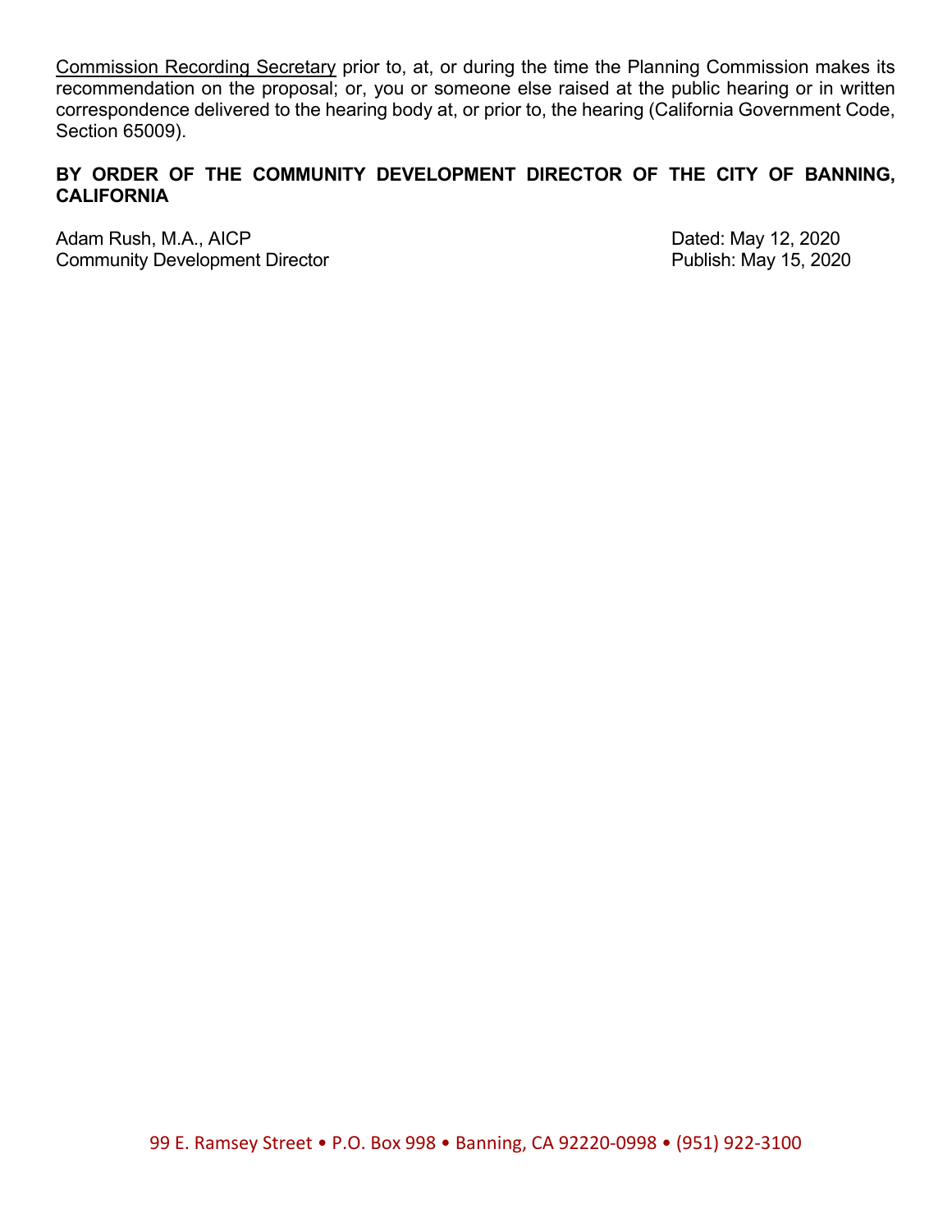<u>Commission Recording Secretary</u> prior to, at, or during the time the Planning Commission makes its recommendation on the proposal; or, you or someone else raised at the public hearing or in written correspondence delivered to the hearing body at, or prior to, the hearing (California Government Code, Section 65009).

**BY ORDER OF THE COMMUNITY DEVELOPMENT DIRECTOR OF THE CITY OF BANNING, CALIFORNIA**

Adam Rush, M.A., AICP
Community Development Director

Dated: May 12, 2020
Publish: May 15, 2020

99 E. Ramsey Street • P.O. Box 998 • Banning, CA 92220-0998 • (951) 922-3100